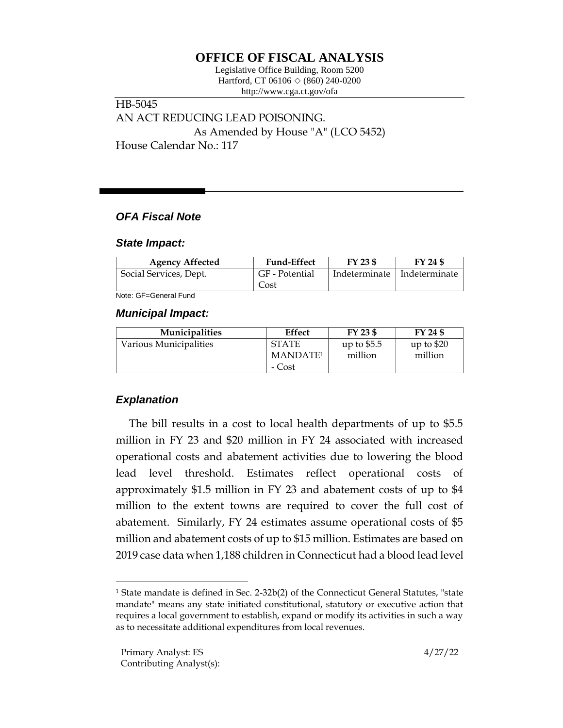# OFFICE OF FISCAL ANALYSIS

Legislative Office Building, Room 5200
Hartford, CT 06106 ◇ (860) 240-0200
http://www.cga.ct.gov/ofa

HB-5045
AN ACT REDUCING LEAD POISONING.
As Amended by House "A" (LCO 5452)
House Calendar No.: 117

## *OFA Fiscal Note*

### *State Impact:*

| Agency Affected | Fund-Effect | FY 23 $ | FY 24 $ |
|---|---|---|---|
| Social Services, Dept. | GF - Potential Cost | Indeterminate | Indeterminate |

Note: GF=General Fund

### *Municipal Impact:*

| Municipalities | Effect | FY 23 $ | FY 24 $ |
|---|---|---|---|
| Various Municipalities | STATE MANDATE[1] - Cost | up to $5.5 million | up to $20 million |

### *Explanation*

The bill results in a cost to local health departments of up to $5.5 million in FY 23 and $20 million in FY 24 associated with increased operational costs and abatement activities due to lowering the blood lead level threshold. Estimates reflect operational costs of approximately $1.5 million in FY 23 and abatement costs of up to $4 million to the extent towns are required to cover the full cost of abatement. Similarly, FY 24 estimates assume operational costs of $5 million and abatement costs of up to $15 million. Estimates are based on 2019 case data when 1,188 children in Connecticut had a blood lead level

[1] State mandate is defined in Sec. 2-32b(2) of the Connecticut General Statutes, "state mandate" means any state initiated constitutional, statutory or executive action that requires a local government to establish, expand or modify its activities in such a way as to necessitate additional expenditures from local revenues.

Primary Analyst: ES
Contributing Analyst(s):

4/27/22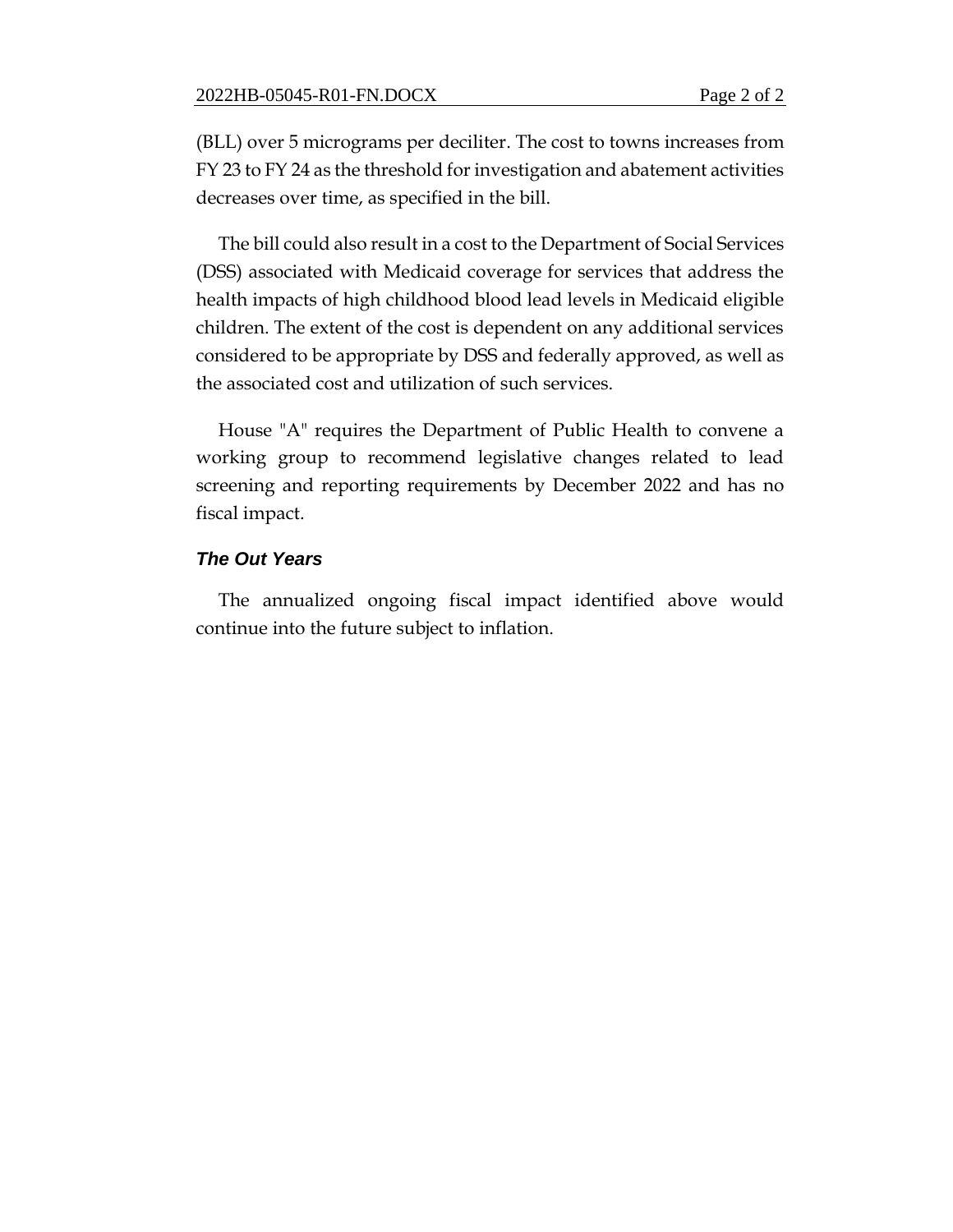(BLL) over 5 micrograms per deciliter. The cost to towns increases from FY 23 to FY 24 as the threshold for investigation and abatement activities decreases over time, as specified in the bill.

The bill could also result in a cost to the Department of Social Services (DSS) associated with Medicaid coverage for services that address the health impacts of high childhood blood lead levels in Medicaid eligible children. The extent of the cost is dependent on any additional services considered to be appropriate by DSS and federally approved, as well as the associated cost and utilization of such services.

House "A" requires the Department of Public Health to convene a working group to recommend legislative changes related to lead screening and reporting requirements by December 2022 and has no fiscal impact.

### *The Out Years*

The annualized ongoing fiscal impact identified above would continue into the future subject to inflation.